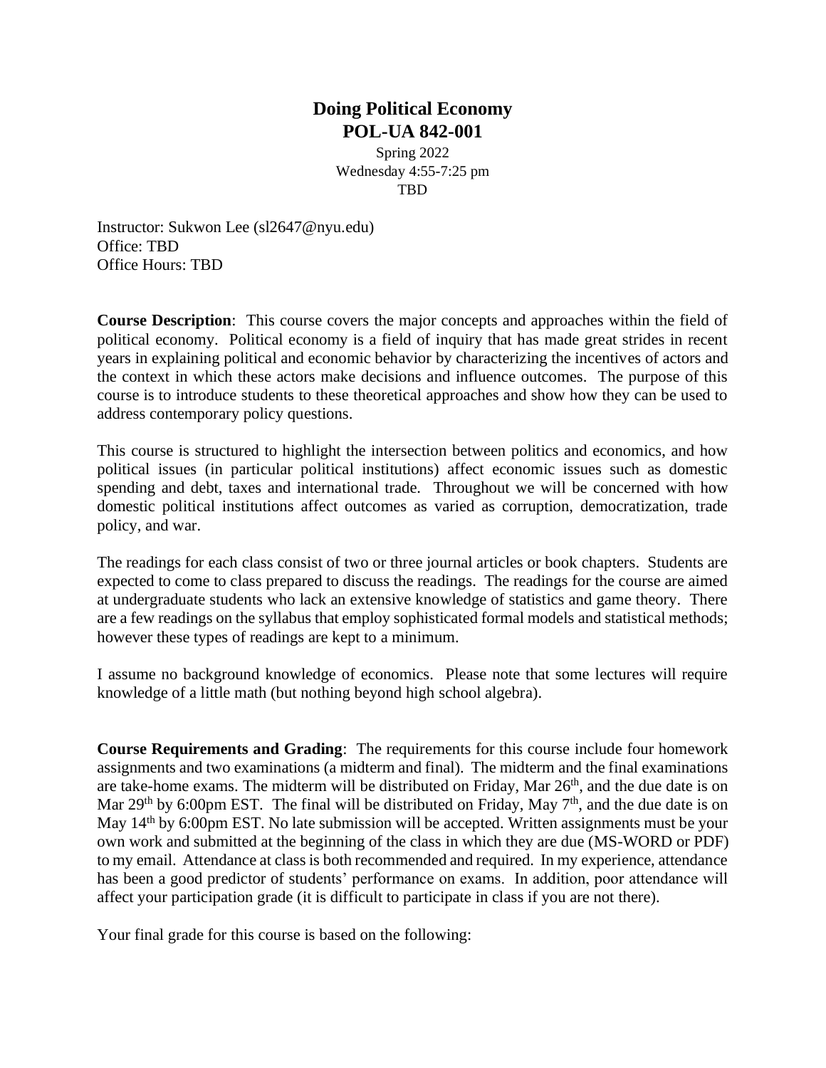# Doing Political Economy
## POL-UA 842-001

Spring 2022
Wednesday 4:55-7:25 pm
TBD

Instructor: Sukwon Lee (sl2647@nyu.edu)
Office: TBD
Office Hours: TBD

**Course Description**: This course covers the major concepts and approaches within the field of political economy. Political economy is a field of inquiry that has made great strides in recent years in explaining political and economic behavior by characterizing the incentives of actors and the context in which these actors make decisions and influence outcomes. The purpose of this course is to introduce students to these theoretical approaches and show how they can be used to address contemporary policy questions.

This course is structured to highlight the intersection between politics and economics, and how political issues (in particular political institutions) affect economic issues such as domestic spending and debt, taxes and international trade. Throughout we will be concerned with how domestic political institutions affect outcomes as varied as corruption, democratization, trade policy, and war.

The readings for each class consist of two or three journal articles or book chapters. Students are expected to come to class prepared to discuss the readings. The readings for the course are aimed at undergraduate students who lack an extensive knowledge of statistics and game theory. There are a few readings on the syllabus that employ sophisticated formal models and statistical methods; however these types of readings are kept to a minimum.

I assume no background knowledge of economics. Please note that some lectures will require knowledge of a little math (but nothing beyond high school algebra).

**Course Requirements and Grading**: The requirements for this course include four homework assignments and two examinations (a midterm and final). The midterm and the final examinations are take-home exams. The midterm will be distributed on Friday, Mar 26th, and the due date is on Mar 29th by 6:00pm EST. The final will be distributed on Friday, May 7th, and the due date is on May 14th by 6:00pm EST. No late submission will be accepted. Written assignments must be your own work and submitted at the beginning of the class in which they are due (MS-WORD or PDF) to my email. Attendance at class is both recommended and required. In my experience, attendance has been a good predictor of students' performance on exams. In addition, poor attendance will affect your participation grade (it is difficult to participate in class if you are not there).

Your final grade for this course is based on the following: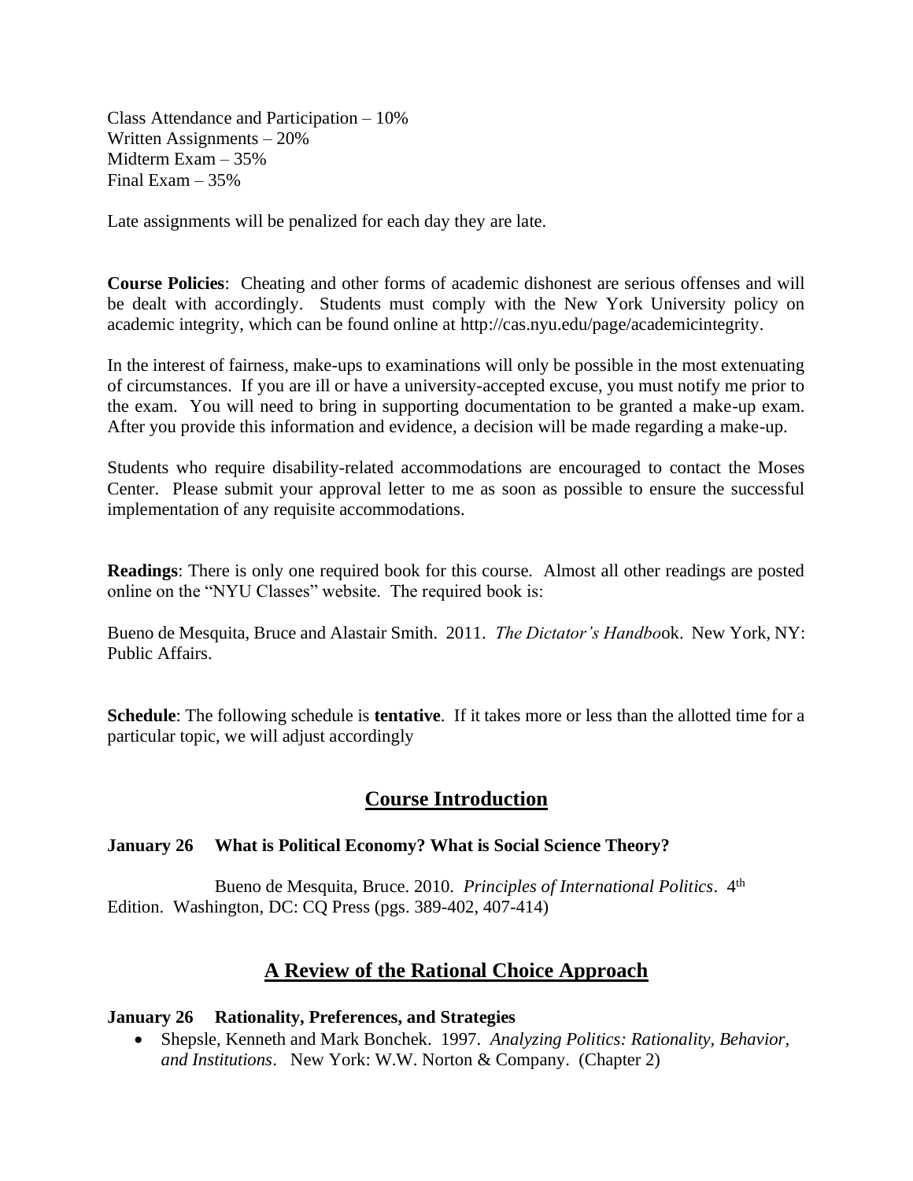Class Attendance and Participation – 10%
Written Assignments – 20%
Midterm Exam – 35%
Final Exam – 35%

Late assignments will be penalized for each day they are late.

**Course Policies**: Cheating and other forms of academic dishonest are serious offenses and will be dealt with accordingly. Students must comply with the New York University policy on academic integrity, which can be found online at http://cas.nyu.edu/page/academicintegrity.

In the interest of fairness, make-ups to examinations will only be possible in the most extenuating of circumstances. If you are ill or have a university-accepted excuse, you must notify me prior to the exam. You will need to bring in supporting documentation to be granted a make-up exam. After you provide this information and evidence, a decision will be made regarding a make-up.

Students who require disability-related accommodations are encouraged to contact the Moses Center. Please submit your approval letter to me as soon as possible to ensure the successful implementation of any requisite accommodations.

**Readings**: There is only one required book for this course. Almost all other readings are posted online on the "NYU Classes" website. The required book is:

Bueno de Mesquita, Bruce and Alastair Smith. 2011. *The Dictator's Handbo*ok. New York, NY: Public Affairs.

**Schedule**: The following schedule is **tentative**. If it takes more or less than the allotted time for a particular topic, we will adjust accordingly

## Course Introduction

**January 26 What is Political Economy? What is Social Science Theory?**

Bueno de Mesquita, Bruce. 2010. *Principles of International Politics*. 4th Edition. Washington, DC: CQ Press (pgs. 389-402, 407-414)

## A Review of the Rational Choice Approach

**January 26 Rationality, Preferences, and Strategies**

- Shepsle, Kenneth and Mark Bonchek. 1997. *Analyzing Politics: Rationality, Behavior, and Institutions*. New York: W.W. Norton & Company. (Chapter 2)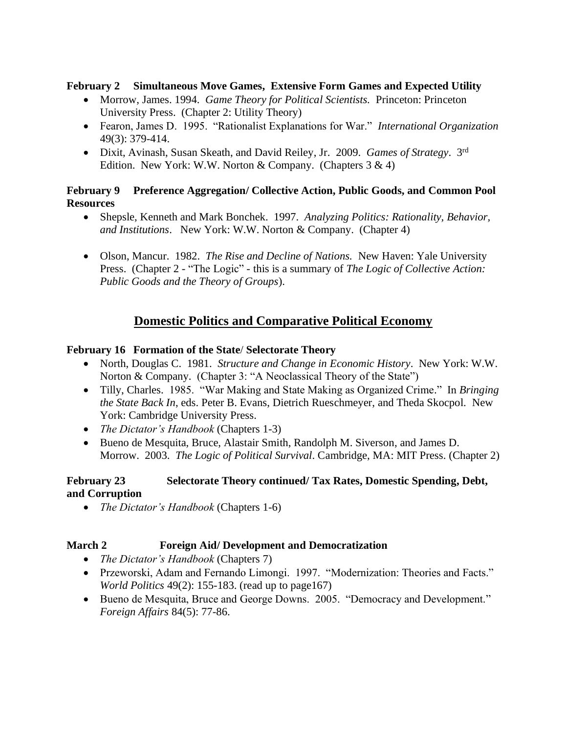**February 2 Simultaneous Move Games, Extensive Form Games and Expected Utility**

- Morrow, James. 1994. *Game Theory for Political Scientists.* Princeton: Princeton University Press. (Chapter 2: Utility Theory)
- Fearon, James D. 1995. "Rationalist Explanations for War." *International Organization* 49(3): 379-414.
- Dixit, Avinash, Susan Skeath, and David Reiley, Jr. 2009. *Games of Strategy*. 3rd Edition. New York: W.W. Norton & Company. (Chapters 3 & 4)

**February 9 Preference Aggregation/ Collective Action, Public Goods, and Common Pool Resources**

- Shepsle, Kenneth and Mark Bonchek. 1997. *Analyzing Politics: Rationality, Behavior, and Institutions*. New York: W.W. Norton & Company. (Chapter 4)
- Olson, Mancur. 1982. *The Rise and Decline of Nations.* New Haven: Yale University Press. (Chapter 2 - "The Logic" - this is a summary of *The Logic of Collective Action: Public Goods and the Theory of Groups*).

## Domestic Politics and Comparative Political Economy

**February 16 Formation of the State/ Selectorate Theory**

- North, Douglas C. 1981. *Structure and Change in Economic History*. New York: W.W. Norton & Company. (Chapter 3: "A Neoclassical Theory of the State")
- Tilly, Charles. 1985. "War Making and State Making as Organized Crime." In *Bringing the State Back In*, eds. Peter B. Evans, Dietrich Rueschmeyer, and Theda Skocpol. New York: Cambridge University Press.
- *The Dictator's Handbook* (Chapters 1-3)
- Bueno de Mesquita, Bruce, Alastair Smith, Randolph M. Siverson, and James D. Morrow. 2003. *The Logic of Political Survival*. Cambridge, MA: MIT Press. (Chapter 2)

**February 23 Selectorate Theory continued/ Tax Rates, Domestic Spending, Debt, and Corruption**

- *The Dictator's Handbook* (Chapters 1-6)

**March 2 Foreign Aid/ Development and Democratization**

- *The Dictator's Handbook* (Chapters 7)
- Przeworski, Adam and Fernando Limongi. 1997. "Modernization: Theories and Facts." *World Politics* 49(2): 155-183. (read up to page167)
- Bueno de Mesquita, Bruce and George Downs. 2005. "Democracy and Development." *Foreign Affairs* 84(5): 77-86.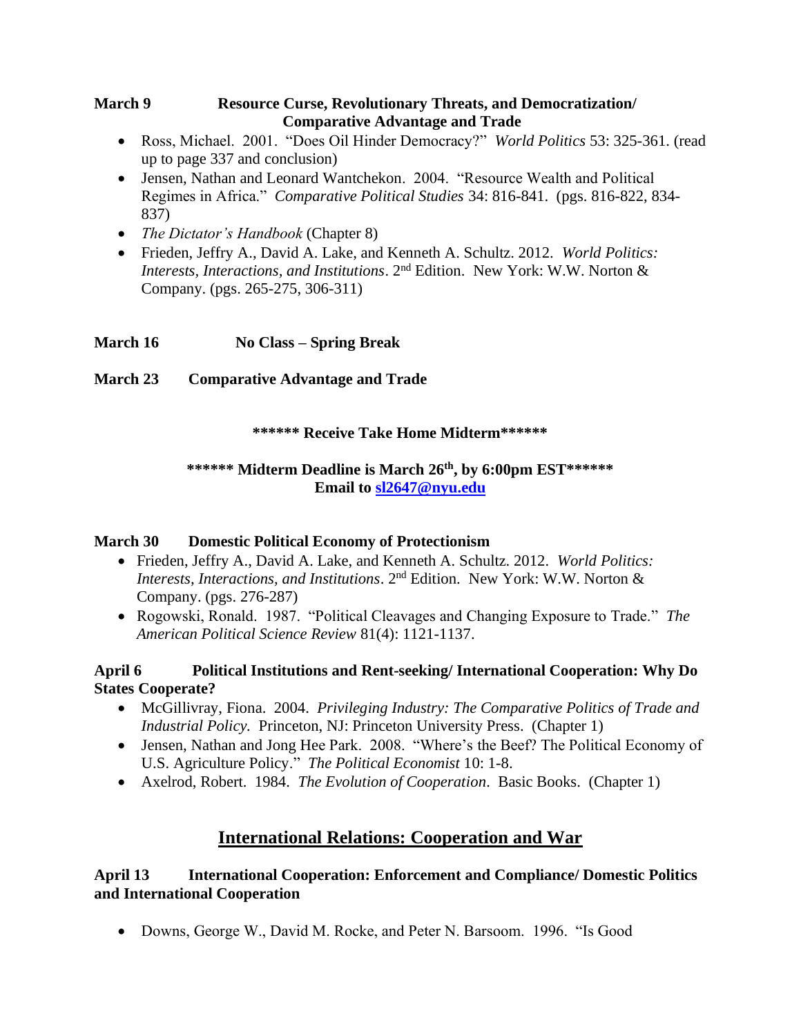**March 9 Resource Curse, Revolutionary Threats, and Democratization/ Comparative Advantage and Trade**

- Ross, Michael. 2001. "Does Oil Hinder Democracy?" *World Politics* 53: 325-361. (read up to page 337 and conclusion)
- Jensen, Nathan and Leonard Wantchekon. 2004. "Resource Wealth and Political Regimes in Africa." *Comparative Political Studies* 34: 816-841. (pgs. 816-822, 834-837)
- *The Dictator's Handbook* (Chapter 8)
- Frieden, Jeffry A., David A. Lake, and Kenneth A. Schultz. 2012. *World Politics: Interests, Interactions, and Institutions*. 2nd Edition. New York: W.W. Norton & Company. (pgs. 265-275, 306-311)

**March 16 No Class – Spring Break**

**March 23 Comparative Advantage and Trade**

**\*\*\*\*\*\* Receive Take Home Midterm\*\*\*\*\*\***

**\*\*\*\*\*\* Midterm Deadline is March 26th, by 6:00pm EST\*\*\*\*\*\***
**Email to sl2647@nyu.edu**

**March 30 Domestic Political Economy of Protectionism**

- Frieden, Jeffry A., David A. Lake, and Kenneth A. Schultz. 2012. *World Politics: Interests, Interactions, and Institutions*. 2nd Edition. New York: W.W. Norton & Company. (pgs. 276-287)
- Rogowski, Ronald. 1987. "Political Cleavages and Changing Exposure to Trade." *The American Political Science Review* 81(4): 1121-1137.

**April 6 Political Institutions and Rent-seeking/ International Cooperation: Why Do States Cooperate?**

- McGillivray, Fiona. 2004. *Privileging Industry: The Comparative Politics of Trade and Industrial Policy.* Princeton, NJ: Princeton University Press. (Chapter 1)
- Jensen, Nathan and Jong Hee Park. 2008. "Where's the Beef? The Political Economy of U.S. Agriculture Policy." *The Political Economist* 10: 1-8.
- Axelrod, Robert. 1984. *The Evolution of Cooperation*. Basic Books. (Chapter 1)

## International Relations: Cooperation and War

**April 13 International Cooperation: Enforcement and Compliance/ Domestic Politics and International Cooperation**

- Downs, George W., David M. Rocke, and Peter N. Barsoom. 1996. "Is Good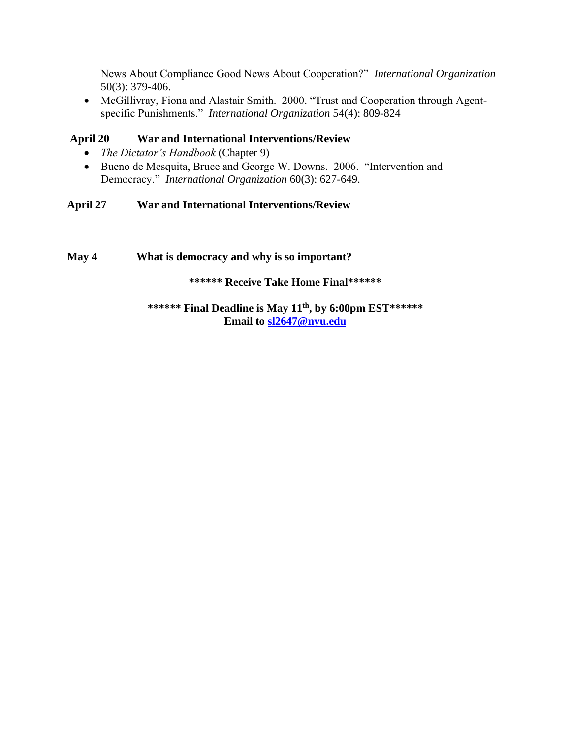News About Compliance Good News About Cooperation?" *International Organization* 50(3): 379-406.

- McGillivray, Fiona and Alastair Smith. 2000. "Trust and Cooperation through Agent-specific Punishments." *International Organization* 54(4): 809-824

**April 20 War and International Interventions/Review**

- *The Dictator's Handbook* (Chapter 9)
- Bueno de Mesquita, Bruce and George W. Downs. 2006. "Intervention and Democracy." *International Organization* 60(3): 627-649.

**April 27 War and International Interventions/Review**

**May 4 What is democracy and why is so important?**

**\*\*\*\*\*\* Receive Take Home Final\*\*\*\*\*\***

**\*\*\*\*\*\* Final Deadline is May 11th, by 6:00pm EST\*\*\*\*\*\***
**Email to sl2647@nyu.edu**